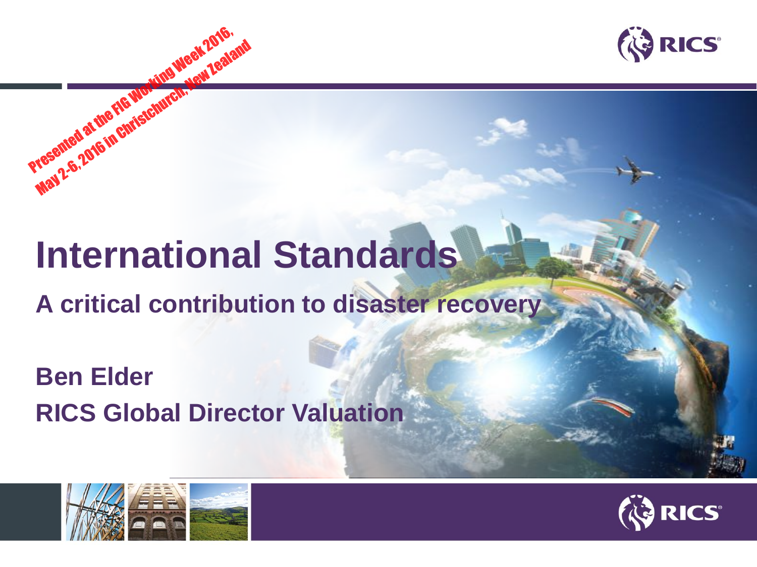Presented at the FIG Working Week 2016, May 2-6, 2016 in Christchurch, New Zealand

RICS

# International Standards

## A critical contribution to disaster recovery

**Ben Elder**

**RICS Global Director Valuation**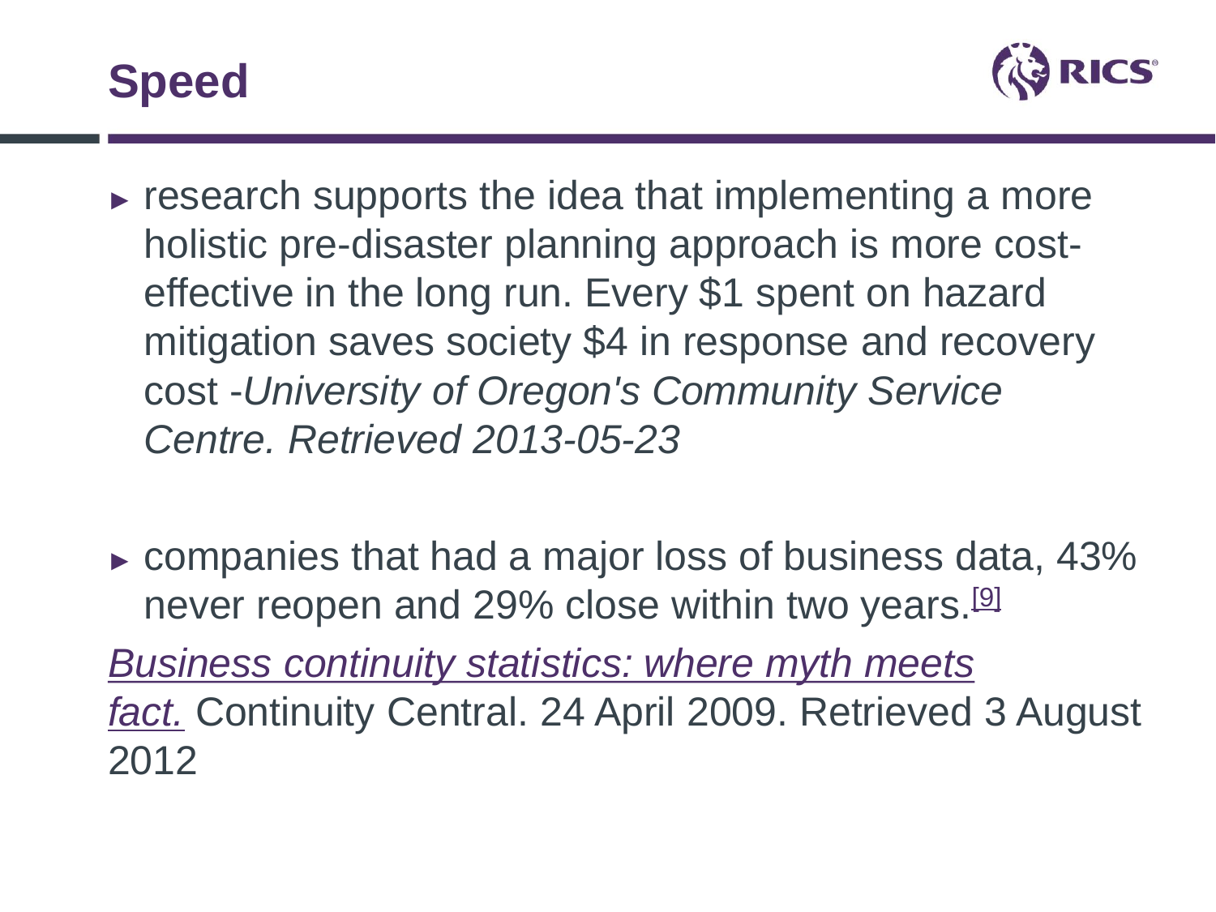# Speed

- research supports the idea that implementing a more holistic pre-disaster planning approach is more cost-effective in the long run. Every $1 spent on hazard mitigation saves society $4 in response and recovery cost -*University of Oregon's Community Service Centre. Retrieved 2013-05-23*

- companies that had a major loss of business data, 43% never reopen and 29% close within two years.[9]

*Business continuity statistics: where myth meets fact.* Continuity Central. 24 April 2009. Retrieved 3 August 2012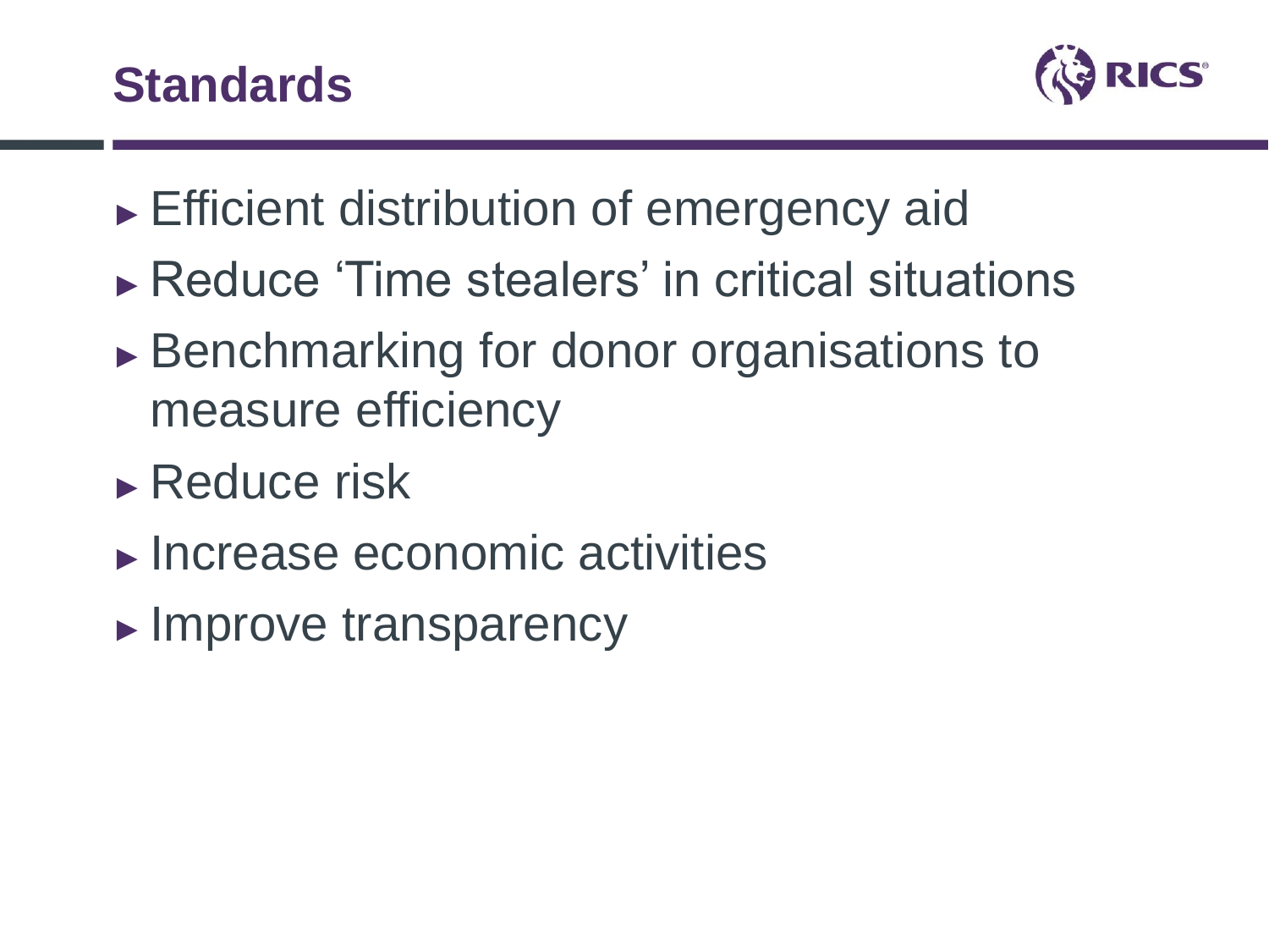## Standards

- Efficient distribution of emergency aid
- Reduce 'Time stealers' in critical situations
- Benchmarking for donor organisations to measure efficiency
- Reduce risk
- Increase economic activities
- Improve transparency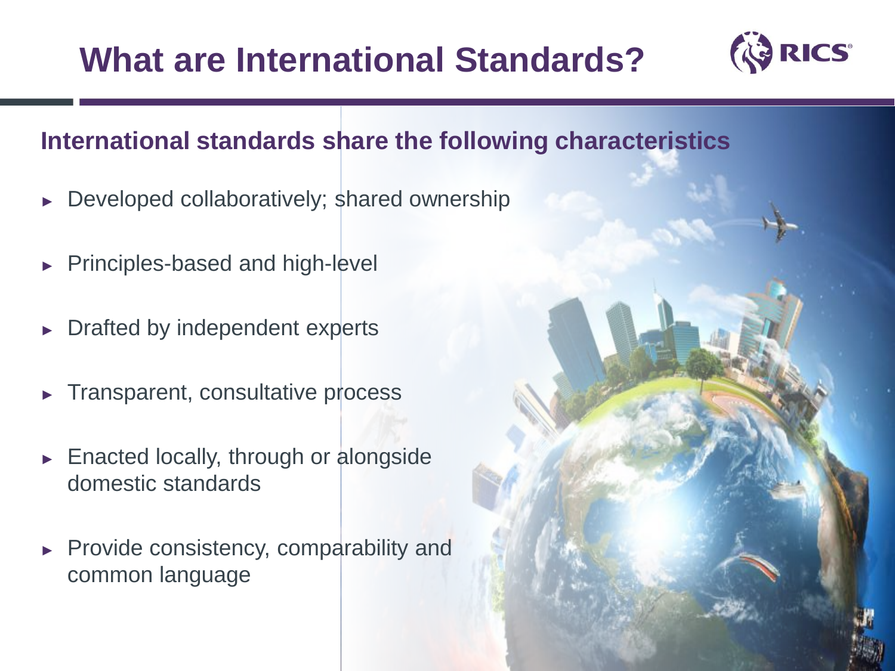# What are International Standards?

## International standards share the following characteristics

- Developed collaboratively; shared ownership
- Principles-based and high-level
- Drafted by independent experts
- Transparent, consultative process
- Enacted locally, through or alongside domestic standards
- Provide consistency, comparability and common language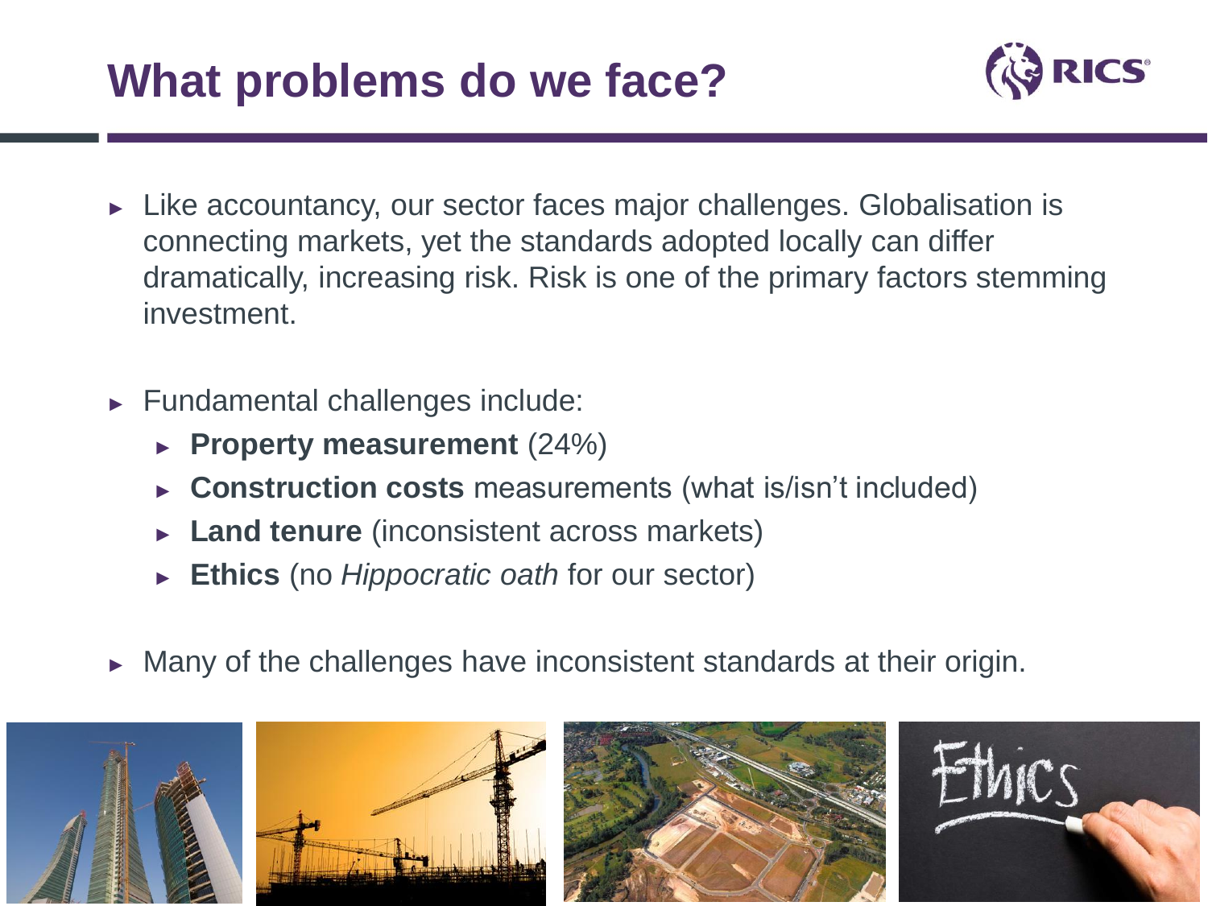# What problems do we face?

- Like accountancy, our sector faces major challenges. Globalisation is connecting markets, yet the standards adopted locally can differ dramatically, increasing risk. Risk is one of the primary factors stemming investment.

- Fundamental challenges include:
  - **Property measurement** (24%)
  - **Construction costs** measurements (what is/isn't included)
  - **Land tenure** (inconsistent across markets)
  - **Ethics** (no *Hippocratic oath* for our sector)

- Many of the challenges have inconsistent standards at their origin.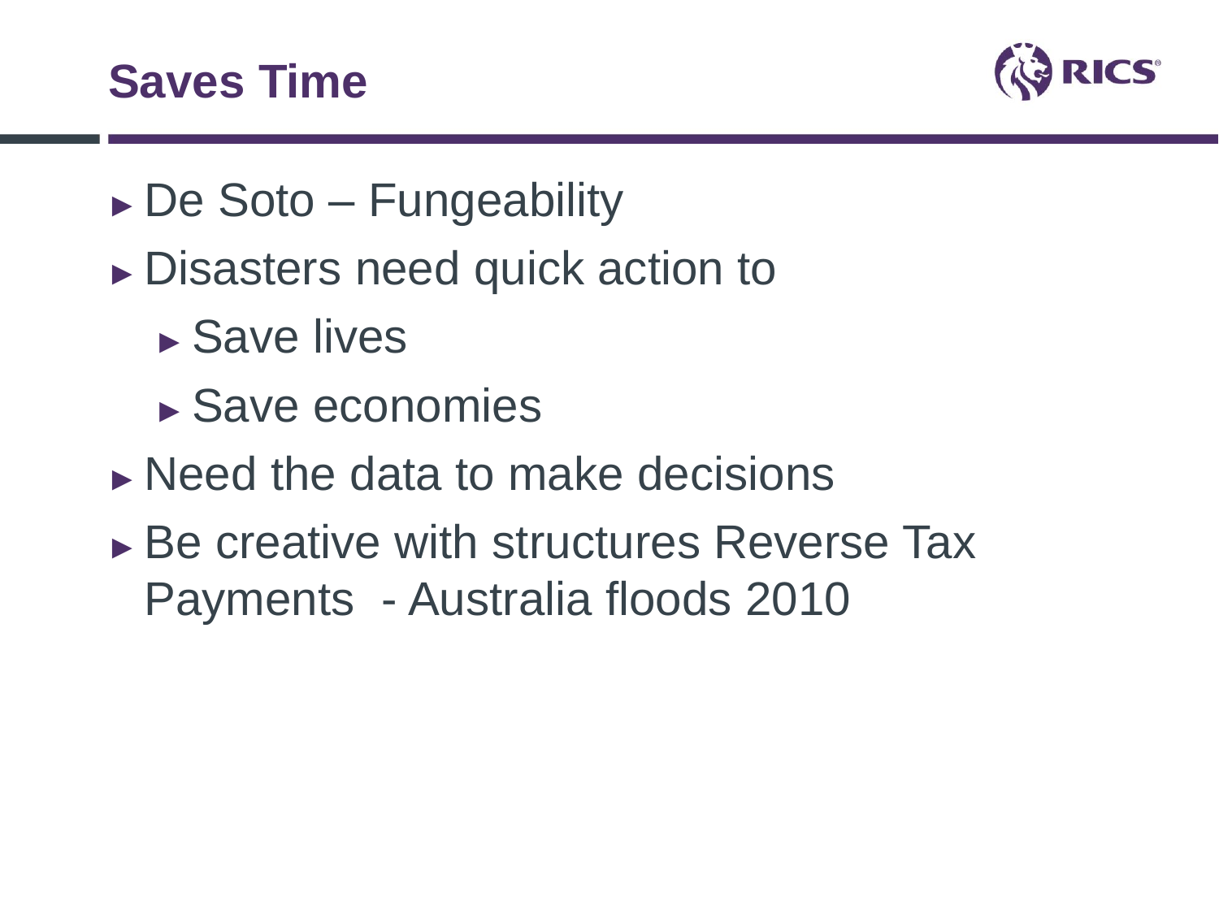# Saves Time

- De Soto – Fungeability
- Disasters need quick action to
  - Save lives
  - Save economies
- Need the data to make decisions
- Be creative with structures Reverse Tax Payments - Australia floods 2010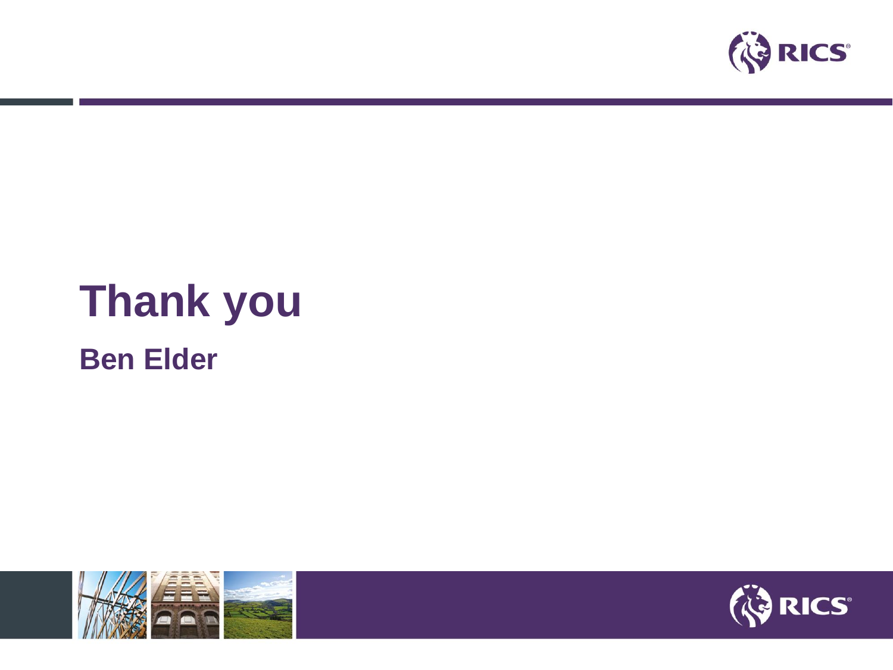# Thank you

**Ben Elder**